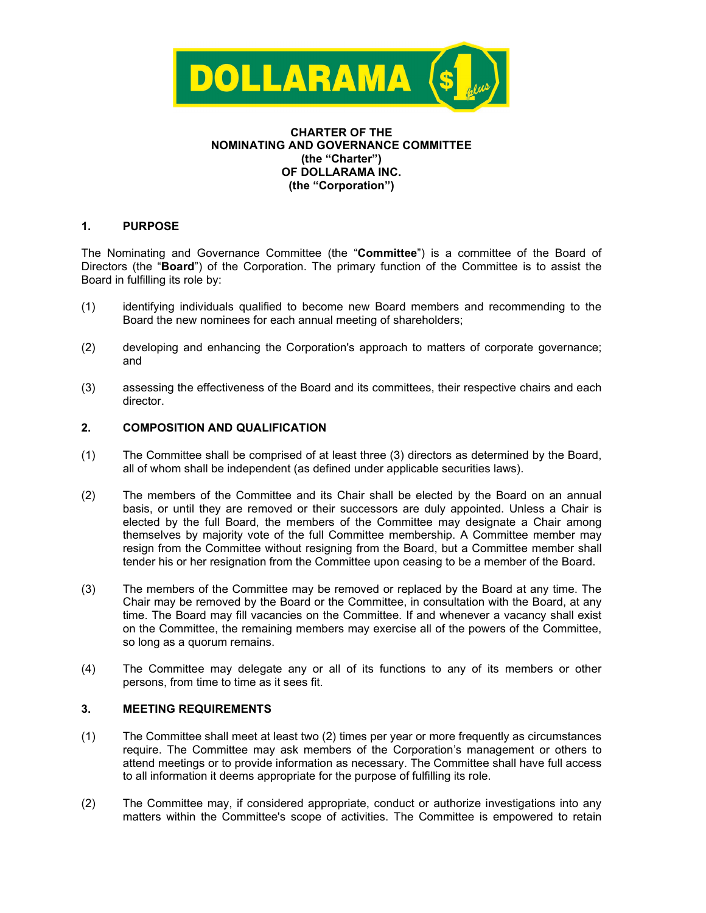# CHARTER OF THE NOMINATING AND GOVERNANCE COMMITTEE (the "Charter") OF DOLLARAMA INC. (the "Corporation")

## 1. PURPOSE

The Nominating and Governance Committee (the "**Committee**") is a committee of the Board of Directors (the "**Board**") of the Corporation. The primary function of the Committee is to assist the Board in fulfilling its role by:

(1) identifying individuals qualified to become new Board members and recommending to the Board the new nominees for each annual meeting of shareholders;

(2) developing and enhancing the Corporation's approach to matters of corporate governance; and

(3) assessing the effectiveness of the Board and its committees, their respective chairs and each director.

## 2. COMPOSITION AND QUALIFICATION

(1) The Committee shall be comprised of at least three (3) directors as determined by the Board, all of whom shall be independent (as defined under applicable securities laws).

(2) The members of the Committee and its Chair shall be elected by the Board on an annual basis, or until they are removed or their successors are duly appointed. Unless a Chair is elected by the full Board, the members of the Committee may designate a Chair among themselves by majority vote of the full Committee membership. A Committee member may resign from the Committee without resigning from the Board, but a Committee member shall tender his or her resignation from the Committee upon ceasing to be a member of the Board.

(3) The members of the Committee may be removed or replaced by the Board at any time. The Chair may be removed by the Board or the Committee, in consultation with the Board, at any time. The Board may fill vacancies on the Committee. If and whenever a vacancy shall exist on the Committee, the remaining members may exercise all of the powers of the Committee, so long as a quorum remains.

(4) The Committee may delegate any or all of its functions to any of its members or other persons, from time to time as it sees fit.

## 3. MEETING REQUIREMENTS

(1) The Committee shall meet at least two (2) times per year or more frequently as circumstances require. The Committee may ask members of the Corporation's management or others to attend meetings or to provide information as necessary. The Committee shall have full access to all information it deems appropriate for the purpose of fulfilling its role.

(2) The Committee may, if considered appropriate, conduct or authorize investigations into any matters within the Committee's scope of activities. The Committee is empowered to retain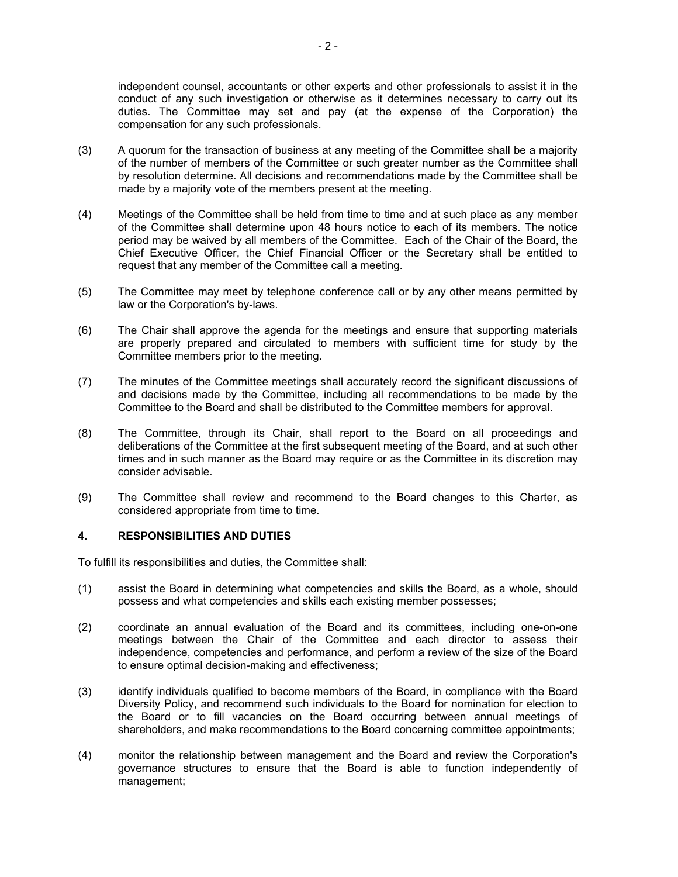independent counsel, accountants or other experts and other professionals to assist it in the conduct of any such investigation or otherwise as it determines necessary to carry out its duties. The Committee may set and pay (at the expense of the Corporation) the compensation for any such professionals.

(3) A quorum for the transaction of business at any meeting of the Committee shall be a majority of the number of members of the Committee or such greater number as the Committee shall by resolution determine. All decisions and recommendations made by the Committee shall be made by a majority vote of the members present at the meeting.

(4) Meetings of the Committee shall be held from time to time and at such place as any member of the Committee shall determine upon 48 hours notice to each of its members. The notice period may be waived by all members of the Committee. Each of the Chair of the Board, the Chief Executive Officer, the Chief Financial Officer or the Secretary shall be entitled to request that any member of the Committee call a meeting.

(5) The Committee may meet by telephone conference call or by any other means permitted by law or the Corporation's by-laws.

(6) The Chair shall approve the agenda for the meetings and ensure that supporting materials are properly prepared and circulated to members with sufficient time for study by the Committee members prior to the meeting.

(7) The minutes of the Committee meetings shall accurately record the significant discussions of and decisions made by the Committee, including all recommendations to be made by the Committee to the Board and shall be distributed to the Committee members for approval.

(8) The Committee, through its Chair, shall report to the Board on all proceedings and deliberations of the Committee at the first subsequent meeting of the Board, and at such other times and in such manner as the Board may require or as the Committee in its discretion may consider advisable.

(9) The Committee shall review and recommend to the Board changes to this Charter, as considered appropriate from time to time.

### 4. RESPONSIBILITIES AND DUTIES

To fulfill its responsibilities and duties, the Committee shall:

(1) assist the Board in determining what competencies and skills the Board, as a whole, should possess and what competencies and skills each existing member possesses;

(2) coordinate an annual evaluation of the Board and its committees, including one-on-one meetings between the Chair of the Committee and each director to assess their independence, competencies and performance, and perform a review of the size of the Board to ensure optimal decision-making and effectiveness;

(3) identify individuals qualified to become members of the Board, in compliance with the Board Diversity Policy, and recommend such individuals to the Board for nomination for election to the Board or to fill vacancies on the Board occurring between annual meetings of shareholders, and make recommendations to the Board concerning committee appointments;

(4) monitor the relationship between management and the Board and review the Corporation's governance structures to ensure that the Board is able to function independently of management;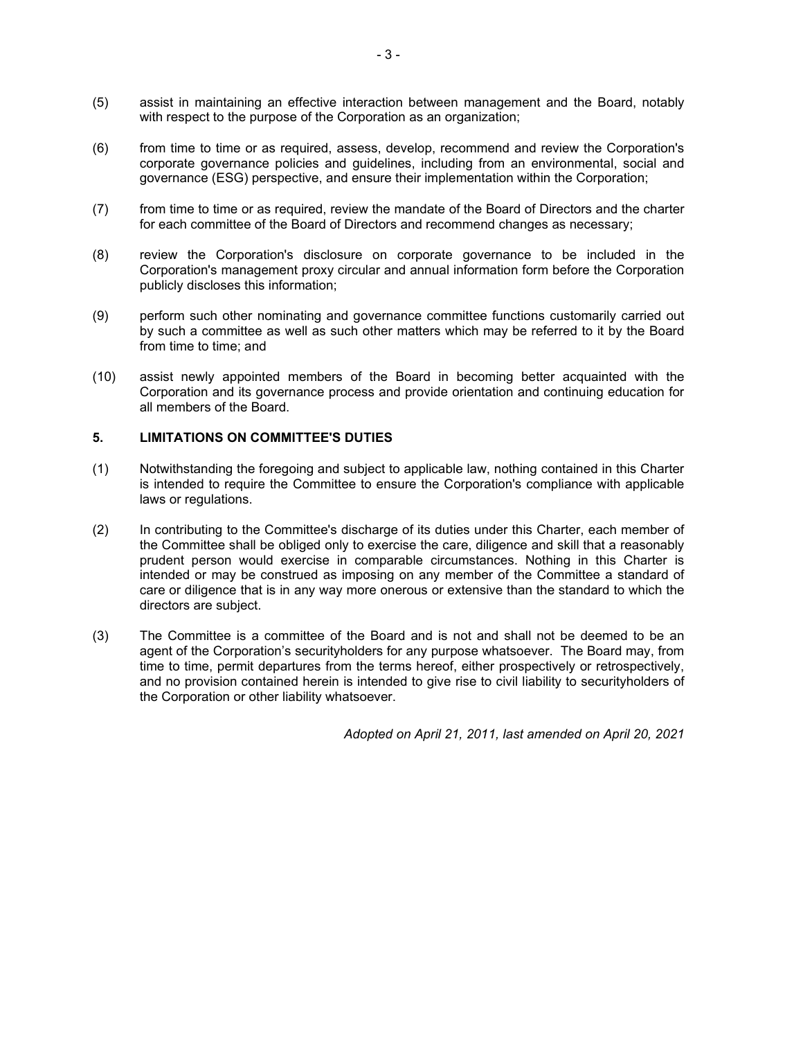(5) assist in maintaining an effective interaction between management and the Board, notably with respect to the purpose of the Corporation as an organization;

(6) from time to time or as required, assess, develop, recommend and review the Corporation's corporate governance policies and guidelines, including from an environmental, social and governance (ESG) perspective, and ensure their implementation within the Corporation;

(7) from time to time or as required, review the mandate of the Board of Directors and the charter for each committee of the Board of Directors and recommend changes as necessary;

(8) review the Corporation's disclosure on corporate governance to be included in the Corporation's management proxy circular and annual information form before the Corporation publicly discloses this information;

(9) perform such other nominating and governance committee functions customarily carried out by such a committee as well as such other matters which may be referred to it by the Board from time to time; and

(10) assist newly appointed members of the Board in becoming better acquainted with the Corporation and its governance process and provide orientation and continuing education for all members of the Board.

## 5. LIMITATIONS ON COMMITTEE'S DUTIES

(1) Notwithstanding the foregoing and subject to applicable law, nothing contained in this Charter is intended to require the Committee to ensure the Corporation's compliance with applicable laws or regulations.

(2) In contributing to the Committee's discharge of its duties under this Charter, each member of the Committee shall be obliged only to exercise the care, diligence and skill that a reasonably prudent person would exercise in comparable circumstances. Nothing in this Charter is intended or may be construed as imposing on any member of the Committee a standard of care or diligence that is in any way more onerous or extensive than the standard to which the directors are subject.

(3) The Committee is a committee of the Board and is not and shall not be deemed to be an agent of the Corporation's securityholders for any purpose whatsoever. The Board may, from time to time, permit departures from the terms hereof, either prospectively or retrospectively, and no provision contained herein is intended to give rise to civil liability to securityholders of the Corporation or other liability whatsoever.

*Adopted on April 21, 2011, last amended on April 20, 2021*